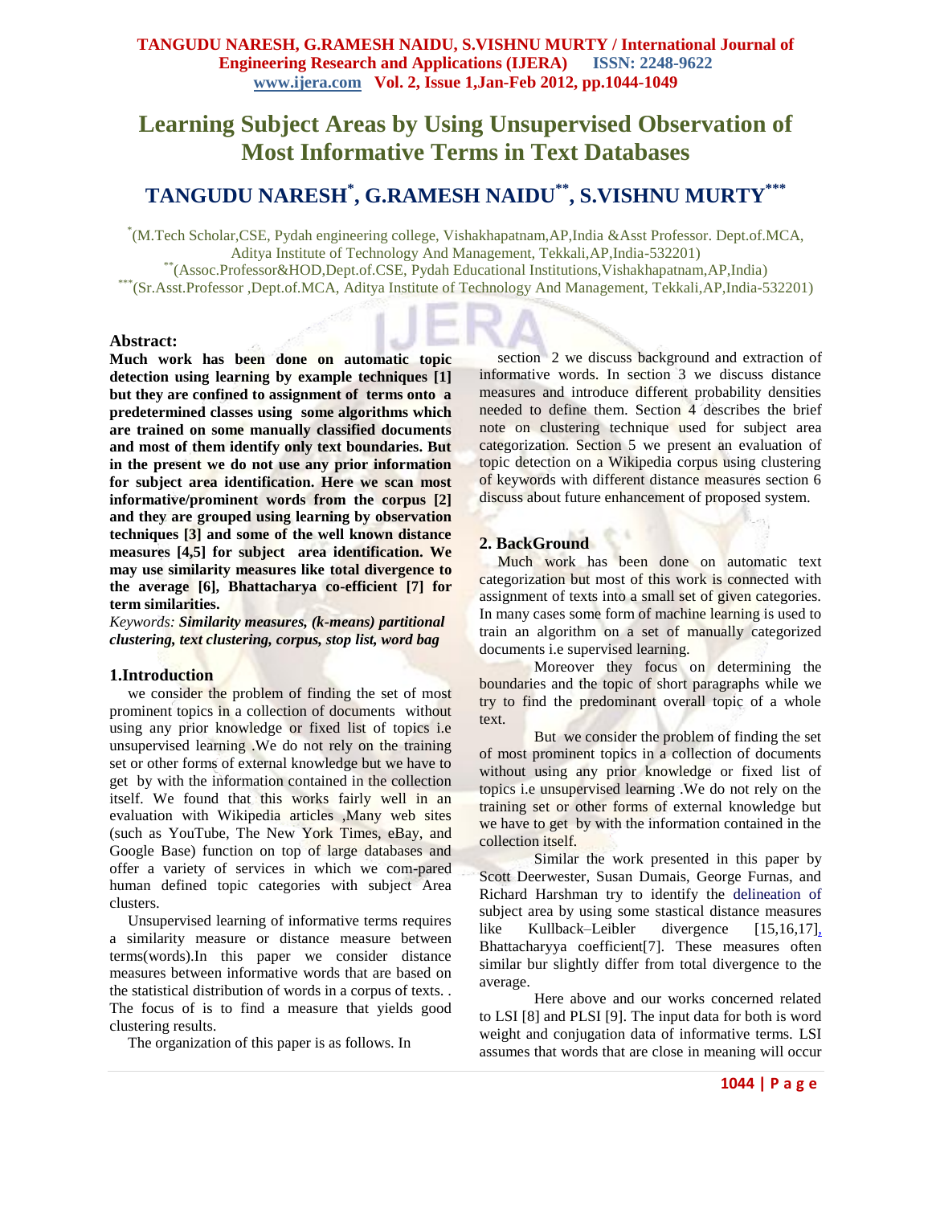# Learning Subject Areas by Using Unsupervised Observation of Most Informative Terms in Text Databases

## TANGUDU NARESH*, G.RAMESH NAIDU**, S.VISHNU MURTY***

*(M.Tech Scholar,CSE, Pydah engineering college, Vishakhapatnam,AP,India &Asst Professor. Dept.of.MCA, Aditya Institute of Technology And Management, Tekkali,AP,India-532201)

**(Assoc.Professor&HOD,Dept.of.CSE, Pydah Educational Institutions,Vishakhapatnam,AP,India)

***(Sr.Asst.Professor ,Dept.of.MCA, Aditya Institute of Technology And Management, Tekkali,AP,India-532201)

### Abstract:

**Much work has been done on automatic topic detection using learning by example techniques [1] but they are confined to assignment of terms onto a predetermined classes using some algorithms which are trained on some manually classified documents and most of them identify only text boundaries. But in the present we do not use any prior information for subject area identification. Here we scan most informative/prominent words from the corpus [2] and they are grouped using learning by observation techniques [3] and some of the well known distance measures [4,5] for subject area identification. We may use similarity measures like total divergence to the average [6], Bhattacharya co-efficient [7] for term similarities.**

*Keywords:* ***Similarity measures, (k-means) partitional clustering, text clustering, corpus, stop list, word bag***

## 1.Introduction

we consider the problem of finding the set of most prominent topics in a collection of documents without using any prior knowledge or fixed list of topics i.e unsupervised learning .We do not rely on the training set or other forms of external knowledge but we have to get by with the information contained in the collection itself. We found that this works fairly well in an evaluation with Wikipedia articles ,Many web sites (such as YouTube, The New York Times, eBay, and Google Base) function on top of large databases and offer a variety of services in which we com-pared human defined topic categories with subject Area clusters.

Unsupervised learning of informative terms requires a similarity measure or distance measure between terms(words).In this paper we consider distance measures between informative words that are based on the statistical distribution of words in a corpus of texts. . The focus of is to find a measure that yields good clustering results.

The organization of this paper is as follows. In section 2 we discuss background and extraction of informative words. In section 3 we discuss distance measures and introduce different probability densities needed to define them. Section 4 describes the brief note on clustering technique used for subject area categorization. Section 5 we present an evaluation of topic detection on a Wikipedia corpus using clustering of keywords with different distance measures section 6 discuss about future enhancement of proposed system.

## 2. BackGround

Much work has been done on automatic text categorization but most of this work is connected with assignment of texts into a small set of given categories. In many cases some form of machine learning is used to train an algorithm on a set of manually categorized documents i.e supervised learning.

Moreover they focus on determining the boundaries and the topic of short paragraphs while we try to find the predominant overall topic of a whole text.

But we consider the problem of finding the set of most prominent topics in a collection of documents without using any prior knowledge or fixed list of topics i.e unsupervised learning .We do not rely on the training set or other forms of external knowledge but we have to get by with the information contained in the collection itself.

Similar the work presented in this paper by Scott Deerwester, Susan Dumais, George Furnas, and Richard Harshman try to identify the delineation of subject area by using some stastical distance measures like Kullback–Leibler divergence [15,16,17], Bhattacharyya coefficient[7]. These measures often similar bur slightly differ from total divergence to the average.

Here above and our works concerned related to LSI [8] and PLSI [9]. The input data for both is word weight and conjugation data of informative terms. LSI assumes that words that are close in meaning will occur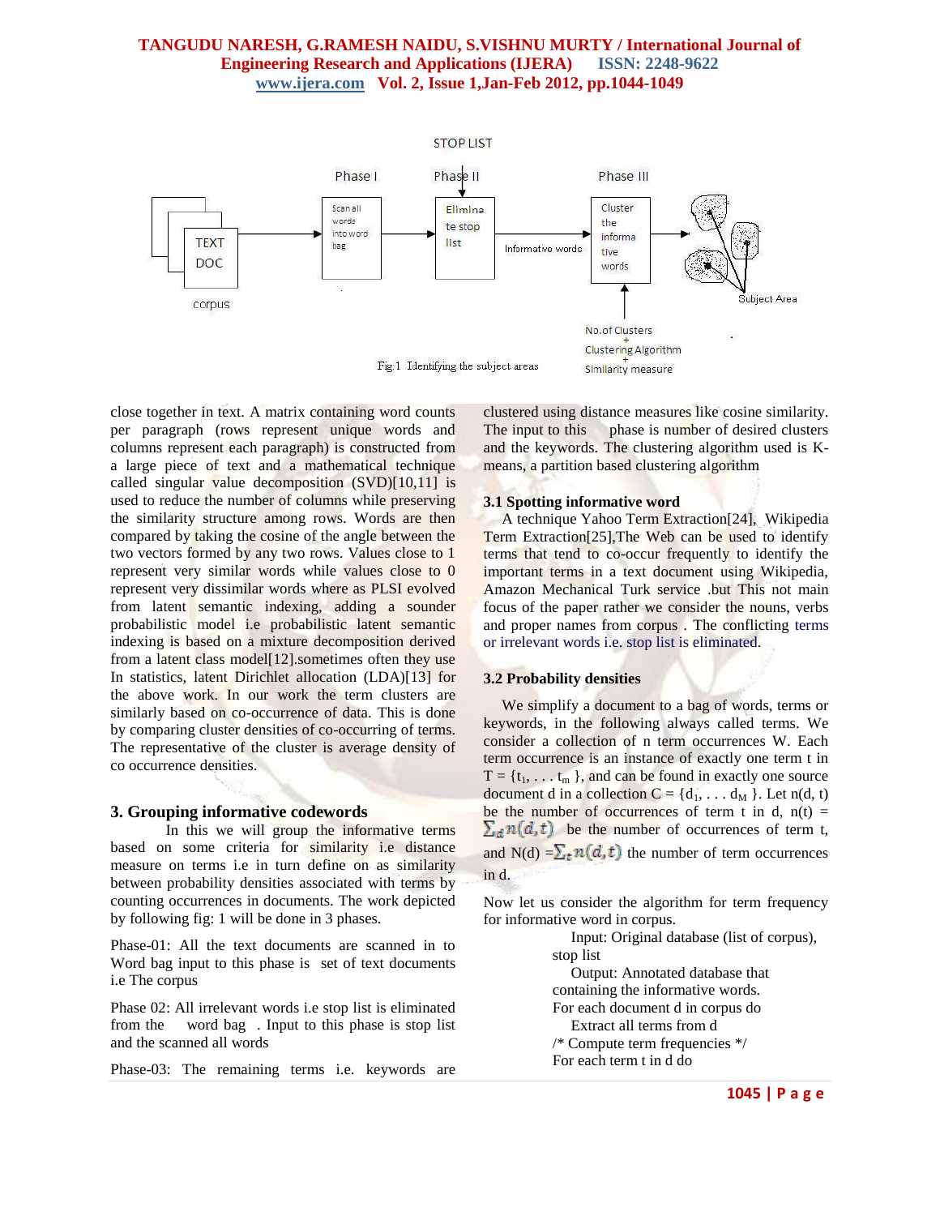Fig:1 Identifying the subject areas

close together in text. A matrix containing word counts per paragraph (rows represent unique words and columns represent each paragraph) is constructed from a large piece of text and a mathematical technique called singular value decomposition (SVD)[10,11] is used to reduce the number of columns while preserving the similarity structure among rows. Words are then compared by taking the cosine of the angle between the two vectors formed by any two rows. Values close to 1 represent very similar words while values close to 0 represent very dissimilar words where as PLSI evolved from latent semantic indexing, adding a sounder probabilistic model i.e probabilistic latent semantic indexing is based on a mixture decomposition derived from a latent class model[12].sometimes often they use In statistics, latent Dirichlet allocation (LDA)[13] for the above work. In our work the term clusters are similarly based on co-occurrence of data. This is done by comparing cluster densities of co-occurring of terms. The representative of the cluster is average density of co occurrence densities.

## 3. Grouping informative codewords

In this we will group the informative terms based on some criteria for similarity i.e distance measure on terms i.e in turn define on as similarity between probability densities associated with terms by counting occurrences in documents. The work depicted by following fig: 1 will be done in 3 phases.

Phase-01: All the text documents are scanned in to Word bag input to this phase is set of text documents i.e The corpus

Phase 02: All irrelevant words i.e stop list is eliminated from the word bag . Input to this phase is stop list and the scanned all words

Phase-03: The remaining terms i.e. keywords are clustered using distance measures like cosine similarity. The input to this phase is number of desired clusters and the keywords. The clustering algorithm used is K-means, a partition based clustering algorithm

### 3.1 Spotting informative word

A technique Yahoo Term Extraction[24], Wikipedia Term Extraction[25],The Web can be used to identify terms that tend to co-occur frequently to identify the important terms in a text document using Wikipedia, Amazon Mechanical Turk service .but This not main focus of the paper rather we consider the nouns, verbs and proper names from corpus . The conflicting terms or irrelevant words i.e. stop list is eliminated.

### 3.2 Probability densities

We simplify a document to a bag of words, terms or keywords, in the following always called terms. We consider a collection of n term occurrences W. Each term occurrence is an instance of exactly one term t in $T = \{t_1, \ldots t_m\}$, and can be found in exactly one source document d in a collection $C = \{d_1, \ldots d_M\}$. Let n(d, t) be the number of occurrences of term t in d, $n(t) = \sum_d n(d,t)$ be the number of occurrences of term t, and $N(d) = \sum_t n(d,t)$ the number of term occurrences in d.

Now let us consider the algorithm for term frequency for informative word in corpus.

Input: Original database (list of corpus), stop list
Output: Annotated database that containing the informative words.
For each document d in corpus do
Extract all terms from d
/* Compute term frequencies */
For each term t in d do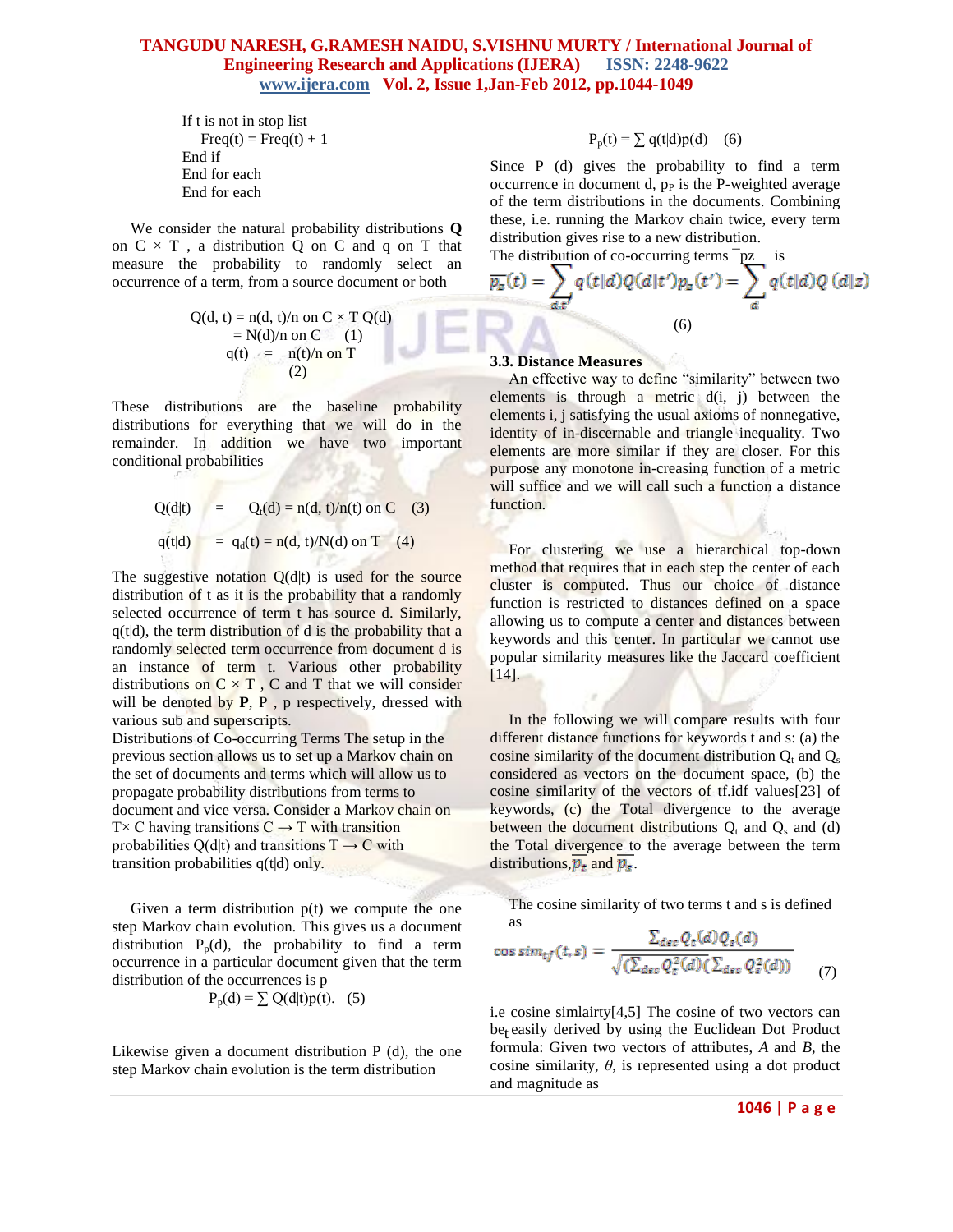If t is not in stop list
  Freq(t) = Freq(t) + 1
End if
End for each
End for each

We consider the natural probability distributions **Q** on C × T , a distribution Q on C and q on T that measure the probability to randomly select an occurrence of a term, from a source document or both

$$Q(d, t) = n(d, t)/n \text{ on } C \times T \; Q(d) = N(d)/n \text{ on } C \quad (1)$$

$$q(t) = n(t)/n \text{ on } T \quad (2)$$

These distributions are the baseline probability distributions for everything that we will do in the remainder. In addition we have two important conditional probabilities

$$Q(d|t) = Q_t(d) = n(d, t)/n(t) \text{ on } C \quad (3)$$

$$q(t|d) = q_d(t) = n(d, t)/N(d) \text{ on } T \quad (4)$$

The suggestive notation Q(d|t) is used for the source distribution of t as it is the probability that a randomly selected occurrence of term t has source d. Similarly, q(t|d), the term distribution of d is the probability that a randomly selected term occurrence from document d is an instance of term t. Various other probability distributions on C × T , C and T that we will consider will be denoted by **P**, P , p respectively, dressed with various sub and superscripts.

Distributions of Co-occurring Terms The setup in the previous section allows us to set up a Markov chain on the set of documents and terms which will allow us to propagate probability distributions from terms to document and vice versa. Consider a Markov chain on T× C having transitions C → T with transition probabilities Q(d|t) and transitions T → C with transition probabilities q(t|d) only.

Given a term distribution p(t) we compute the one step Markov chain evolution. This gives us a document distribution $P_p(d)$, the probability to find a term occurrence in a particular document given that the term distribution of the occurrences is p

$$P_p(d) = \sum Q(d|t)p(t). \quad (5)$$

Likewise given a document distribution P (d), the one step Markov chain evolution is the term distribution

$$P_p(t) = \sum q(t|d)p(d) \quad (6)$$

Since P (d) gives the probability to find a term occurrence in document d, $p_P$ is the P-weighted average of the term distributions in the documents. Combining these, i.e. running the Markov chain twice, every term distribution gives rise to a new distribution.

The distribution of co-occurring terms $\bar{p}_z$ is

$$\overline{p_z}(t) = \sum_{d,t'} q(t|d)Q(d|t')p_z(t') = \sum_{d} q(t|d)Q\,(d|z) \quad (6)$$

### 3.3. Distance Measures

An effective way to define "similarity" between two elements is through a metric d(i, j) between the elements i, j satisfying the usual axioms of nonnegative, identity of in-discernable and triangle inequality. Two elements are more similar if they are closer. For this purpose any monotone in-creasing function of a metric will suffice and we will call such a function a distance function.

For clustering we use a hierarchical top-down method that requires that in each step the center of each cluster is computed. Thus our choice of distance function is restricted to distances defined on a space allowing us to compute a center and distances between keywords and this center. In particular we cannot use popular similarity measures like the Jaccard coefficient [14].

In the following we will compare results with four different distance functions for keywords t and s: (a) the cosine similarity of the document distribution $Q_t$ and $Q_s$ considered as vectors on the document space, (b) the cosine similarity of the vectors of tf.idf values[23] of keywords, (c) the Total divergence to the average between the document distributions $Q_t$ and $Q_s$ and (d) the Total divergence to the average between the term distributions, $\overline{p_t}$ and $\overline{p_s}$.

The cosine similarity of two terms t and s is defined as

$$\cos sim_{tf}(t,s) = \frac{\sum_{d\in c} Q_t(d)Q_s(d)}{\sqrt{(\sum_{d\in c} Q_t^2(d)(\sum_{d\in c} Q_s^2(d))}} \quad (7)$$

i.e cosine simlairty[4,5] The cosine of two vectors can be easily derived by using the Euclidean Dot Product formula: Given two vectors of attributes, *A* and *B*, the cosine similarity, *θ*, is represented using a dot product and magnitude as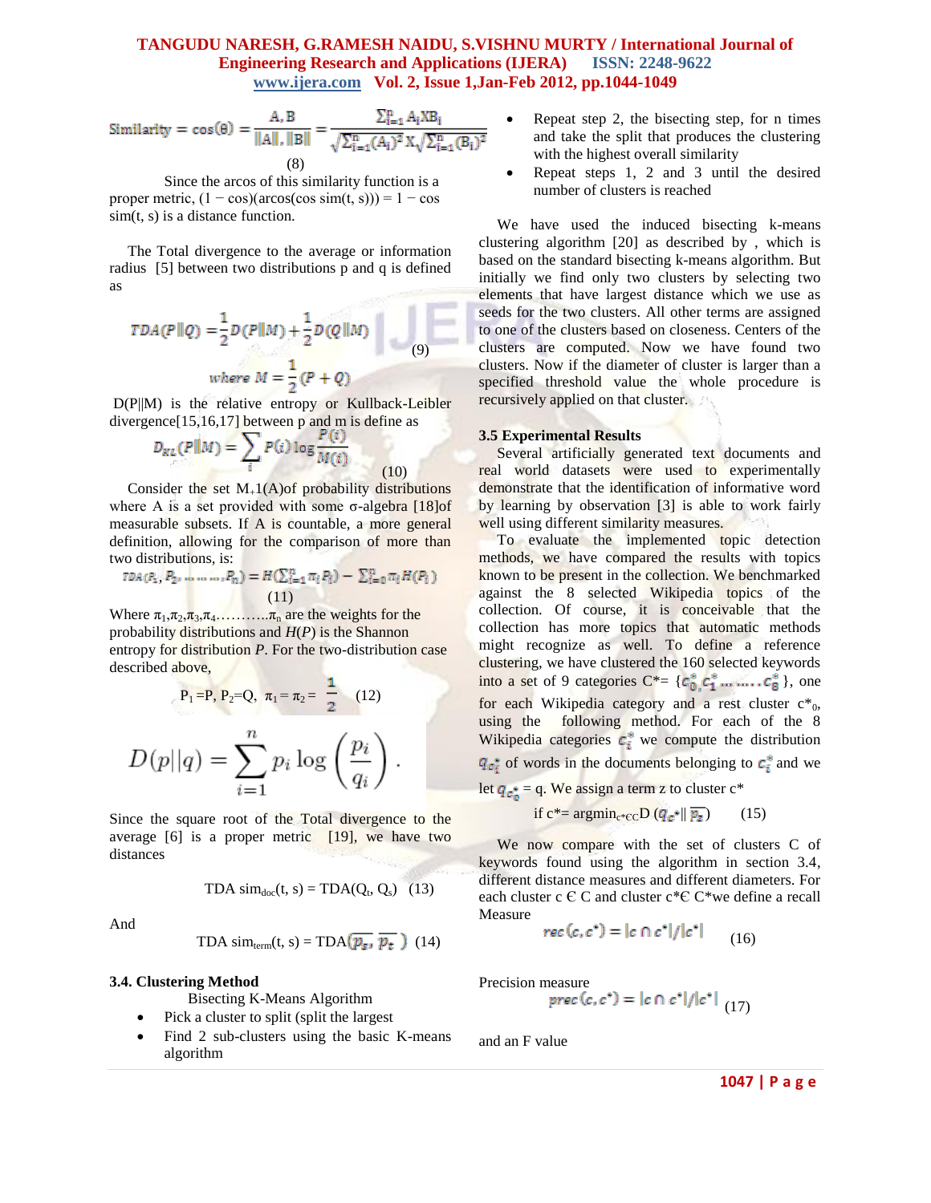$$\text{Similarity} = \cos(\theta) = \frac{A.B}{\|A\|.\|B\|} = \frac{\sum_{i=1}^{n} A_i X B_i}{\sqrt{\sum_{i=1}^{n}(A_i)^2} X \sqrt{\sum_{i=1}^{n}(B_i)^2}} \quad (8)$$

Since the arcos of this similarity function is a proper metric, (1 − cos)(arcos(cos sim(t, s))) = 1 − cos sim(t, s) is a distance function.

The Total divergence to the average or information radius [5] between two distributions p and q is defined as

$$TDA(P\|Q) = \frac{1}{2}D(P\|M) + \frac{1}{2}D(Q\|M) \quad (9)$$

$$\text{where } M = \frac{1}{2}(P+Q)$$

D(P||M) is the relative entropy or Kullback-Leibler divergence[15,16,17] between p and m is define as

$$D_{KL}(P\|M) = \sum_i P(i)\log\frac{P(i)}{M(i)} \quad (10)$$

Consider the set M+1(A)of probability distributions where A is a set provided with some σ-algebra [18]of measurable subsets. If A is countable, a more general definition, allowing for the comparison of more than two distributions, is:

$$TDA(P_1, P_2, \ldots\ldots, P_n) = H\left(\sum_{i=1}^{n}\pi_i P_i\right) - \sum_{i=0}^{n}\pi_i H(P_i) \quad (11)$$

Where $\pi_1,\pi_2,\pi_3,\pi_4 \ldots\ldots\ldots\pi_n$ are the weights for the probability distributions and $H(P)$ is the Shannon entropy for distribution $P$. For the two-distribution case described above,

$$P_1 = P,\ P_2 = Q,\ \pi_1 = \pi_2 = \frac{1}{2} \quad (12)$$

$$D(p\|q) = \sum_{i=1}^{n} p_i \log\left(\frac{p_i}{q_i}\right).$$

Since the square root of the Total divergence to the average [6] is a proper metric [19], we have two distances

$$\text{TDA sim}_{doc}(t, s) = \text{TDA}(Q_t, Q_s) \quad (13)$$

And

$$\text{TDA sim}_{term}(t, s) = \text{TDA}(\overline{p_s}, \overline{p_t}) \quad (14)$$

### 3.4. Clustering Method

Bisecting K-Means Algorithm

- Pick a cluster to split (split the largest
- Find 2 sub-clusters using the basic K-means algorithm
- Repeat step 2, the bisecting step, for n times and take the split that produces the clustering with the highest overall similarity
- Repeat steps 1, 2 and 3 until the desired number of clusters is reached

We have used the induced bisecting k-means clustering algorithm [20] as described by , which is based on the standard bisecting k-means algorithm. But initially we find only two clusters by selecting two elements that have largest distance which we use as seeds for the two clusters. All other terms are assigned to one of the clusters based on closeness. Centers of the clusters are computed. Now we have found two clusters. Now if the diameter of cluster is larger than a specified threshold value the whole procedure is recursively applied on that cluster.

### 3.5 Experimental Results

Several artificially generated text documents and real world datasets were used to experimentally demonstrate that the identification of informative word by learning by observation [3] is able to work fairly well using different similarity measures.

To evaluate the implemented topic detection methods, we have compared the results with topics known to be present in the collection. We benchmarked against the 8 selected Wikipedia topics of the collection. Of course, it is conceivable that the collection has more topics that automatic methods might recognize as well. To define a reference clustering, we have clustered the 160 selected keywords into a set of 9 categories C*= {$c_0^*, c_1^* \ldots\ldots c_8^*$}, one for each Wikipedia category and a rest cluster $c^*_0$, using the following method. For each of the 8 Wikipedia categories $c_i^*$ we compute the distribution $q_{c_i^*}$ of words in the documents belonging to $c_i^*$ and we let $q_{c_0^*}$ = q. We assign a term z to cluster c*

$$\text{if } c^* = \text{argmin}_{c^* \in C} D(q_{c^*} \| \overline{p_z}) \quad (15)$$

We now compare with the set of clusters C of keywords found using the algorithm in section 3.4, different distance measures and different diameters. For each cluster c Є C and cluster c*Є C*we define a recall Measure

$$rec(c, c^*) = |c \cap c^*|/|c^*| \quad (16)$$

Precision measure

$$prec(c, c^*) = |c \cap c^*|/|c^*| \quad (17)$$

and an F value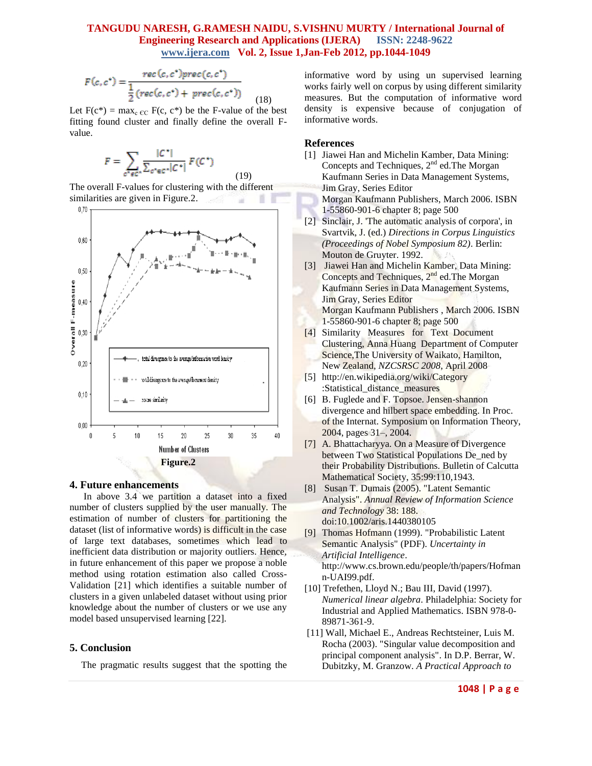$$F(c, c^*) = \frac{rec(c, c^*)prec(c, c^*)}{\frac{1}{2}(rec(c, c^*) + prec(c, c^*))} \quad (18)$$

Let $F(c^*) = \max_{c \in C} F(c, c^*)$ be the F-value of the best fitting found cluster and finally define the overall F-value.

$$F = \sum_{c^* \in C^*} \frac{|C^*|}{\sum_{c^* \in C^*} |C^*|} F(C^*) \quad (19)$$

The overall F-values for clustering with the different similarities are given in Figure.2.

**Figure.2**

## 4. Future enhancements

In above 3.4 we partition a dataset into a fixed number of clusters supplied by the user manually. The estimation of number of clusters for partitioning the dataset (list of informative words) is difficult in the case of large text databases, sometimes which lead to inefficient data distribution or majority outliers. Hence, in future enhancement of this paper we propose a noble method using rotation estimation also called Cross-Validation [21] which identifies a suitable number of clusters in a given unlabeled dataset without using prior knowledge about the number of clusters or we use any model based unsupervised learning [22].

## 5. Conclusion

The pragmatic results suggest that the spotting the informative word by using un supervised learning works fairly well on corpus by using different similarity measures. But the computation of informative word density is expensive because of conjugation of informative words.

## References

[1] Jiawei Han and Michelin Kamber, Data Mining: Concepts and Techniques, 2nd ed.The Morgan Kaufmann Series in Data Management Systems, Jim Gray, Series Editor
Morgan Kaufmann Publishers, March 2006. ISBN 1-55860-901-6 chapter 8; page 500

[2] Sinclair, J. 'The automatic analysis of corpora', in Svartvik, J. (ed.) *Directions in Corpus Linguistics (Proceedings of Nobel Symposium 82)*. Berlin: Mouton de Gruyter. 1992.

[3] Jiawei Han and Michelin Kamber, Data Mining: Concepts and Techniques, 2nd ed.The Morgan Kaufmann Series in Data Management Systems, Jim Gray, Series Editor
Morgan Kaufmann Publishers , March 2006. ISBN 1-55860-901-6 chapter 8; page 500

[4] Similarity Measures for Text Document Clustering, Anna Huang Department of Computer Science,The University of Waikato, Hamilton, New Zealand, *NZCSRSC 2008*, April 2008

[5] http://en.wikipedia.org/wiki/Category :Statistical_distance_measures

[6] B. Fuglede and F. Topsoe. Jensen-shannon divergence and hilbert space embedding. In Proc. of the Internat. Symposium on Information Theory, 2004, pages 31–, 2004.

[7] A. Bhattacharyya. On a Measure of Divergence between Two Statistical Populations De_ned by their Probability Distributions. Bulletin of Calcutta Mathematical Society, 35:99:110,1943.

[8] Susan T. Dumais (2005). "Latent Semantic Analysis". *Annual Review of Information Science and Technology* 38: 188. doi:10.1002/aris.1440380105

[9] Thomas Hofmann (1999). "Probabilistic Latent Semantic Analysis" (PDF). *Uncertainty in Artificial Intelligence*. http://www.cs.brown.edu/people/th/papers/Hofmann-UAI99.pdf.

[10] Trefethen, Lloyd N.; Bau III, David (1997). *Numerical linear algebra*. Philadelphia: Society for Industrial and Applied Mathematics. ISBN 978-0-89871-361-9.

[11] Wall, Michael E., Andreas Rechtsteiner, Luis M. Rocha (2003). "Singular value decomposition and principal component analysis". In D.P. Berrar, W. Dubitzky, M. Granzow. *A Practical Approach to*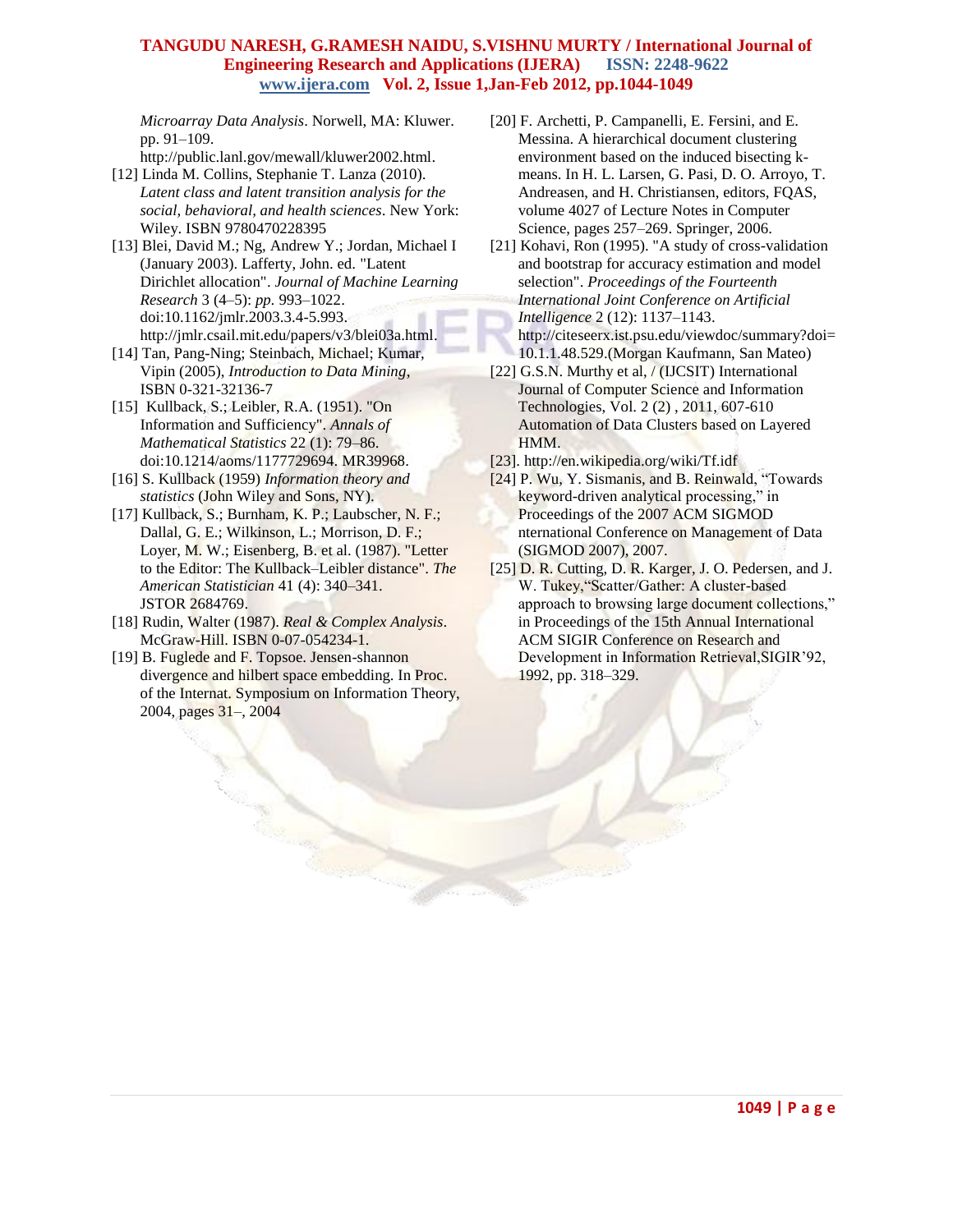*Microarray Data Analysis*. Norwell, MA: Kluwer. pp. 91–109. http://public.lanl.gov/mewall/kluwer2002.html.

[12] Linda M. Collins, Stephanie T. Lanza (2010). *Latent class and latent transition analysis for the social, behavioral, and health sciences*. New York: Wiley. ISBN 9780470228395

[13] Blei, David M.; Ng, Andrew Y.; Jordan, Michael I (January 2003). Lafferty, John. ed. "Latent Dirichlet allocation". *Journal of Machine Learning Research* 3 (4–5): *pp*. 993–1022. doi:10.1162/jmlr.2003.3.4-5.993. http://jmlr.csail.mit.edu/papers/v3/blei03a.html.

[14] Tan, Pang-Ning; Steinbach, Michael; Kumar, Vipin (2005), *Introduction to Data Mining*, ISBN 0-321-32136-7

[15] Kullback, S.; Leibler, R.A. (1951). "On Information and Sufficiency". *Annals of Mathematical Statistics* 22 (1): 79–86. doi:10.1214/aoms/1177729694. MR39968.

[16] S. Kullback (1959) *Information theory and statistics* (John Wiley and Sons, NY).

[17] Kullback, S.; Burnham, K. P.; Laubscher, N. F.; Dallal, G. E.; Wilkinson, L.; Morrison, D. F.; Loyer, M. W.; Eisenberg, B. et al. (1987). "Letter to the Editor: The Kullback–Leibler distance". *The American Statistician* 41 (4): 340–341. JSTOR 2684769.

[18] Rudin, Walter (1987). *Real & Complex Analysis*. McGraw-Hill. ISBN 0-07-054234-1.

[19] B. Fuglede and F. Topsoe. Jensen-shannon divergence and hilbert space embedding. In Proc. of the Internat. Symposium on Information Theory, 2004, pages 31–, 2004

[20] F. Archetti, P. Campanelli, E. Fersini, and E. Messina. A hierarchical document clustering environment based on the induced bisecting k-means. In H. L. Larsen, G. Pasi, D. O. Arroyo, T. Andreasen, and H. Christiansen, editors, FQAS, volume 4027 of Lecture Notes in Computer Science, pages 257–269. Springer, 2006.

[21] Kohavi, Ron (1995). "A study of cross-validation and bootstrap for accuracy estimation and model selection". *Proceedings of the Fourteenth International Joint Conference on Artificial Intelligence* 2 (12): 1137–1143. http://citeseerx.ist.psu.edu/viewdoc/summary?doi=10.1.1.48.529.(Morgan Kaufmann, San Mateo)

[22] G.S.N. Murthy et al, / (IJCSIT) International Journal of Computer Science and Information Technologies, Vol. 2 (2) , 2011, 607-610 Automation of Data Clusters based on Layered HMM.

[23]. http://en.wikipedia.org/wiki/Tf.idf

[24] P. Wu, Y. Sismanis, and B. Reinwald, "Towards keyword-driven analytical processing," in Proceedings of the 2007 ACM SIGMOD nternational Conference on Management of Data (SIGMOD 2007), 2007.

[25] D. R. Cutting, D. R. Karger, J. O. Pedersen, and J. W. Tukey,"Scatter/Gather: A cluster-based approach to browsing large document collections," in Proceedings of the 15th Annual International ACM SIGIR Conference on Research and Development in Information Retrieval,SIGIR'92, 1992, pp. 318–329.